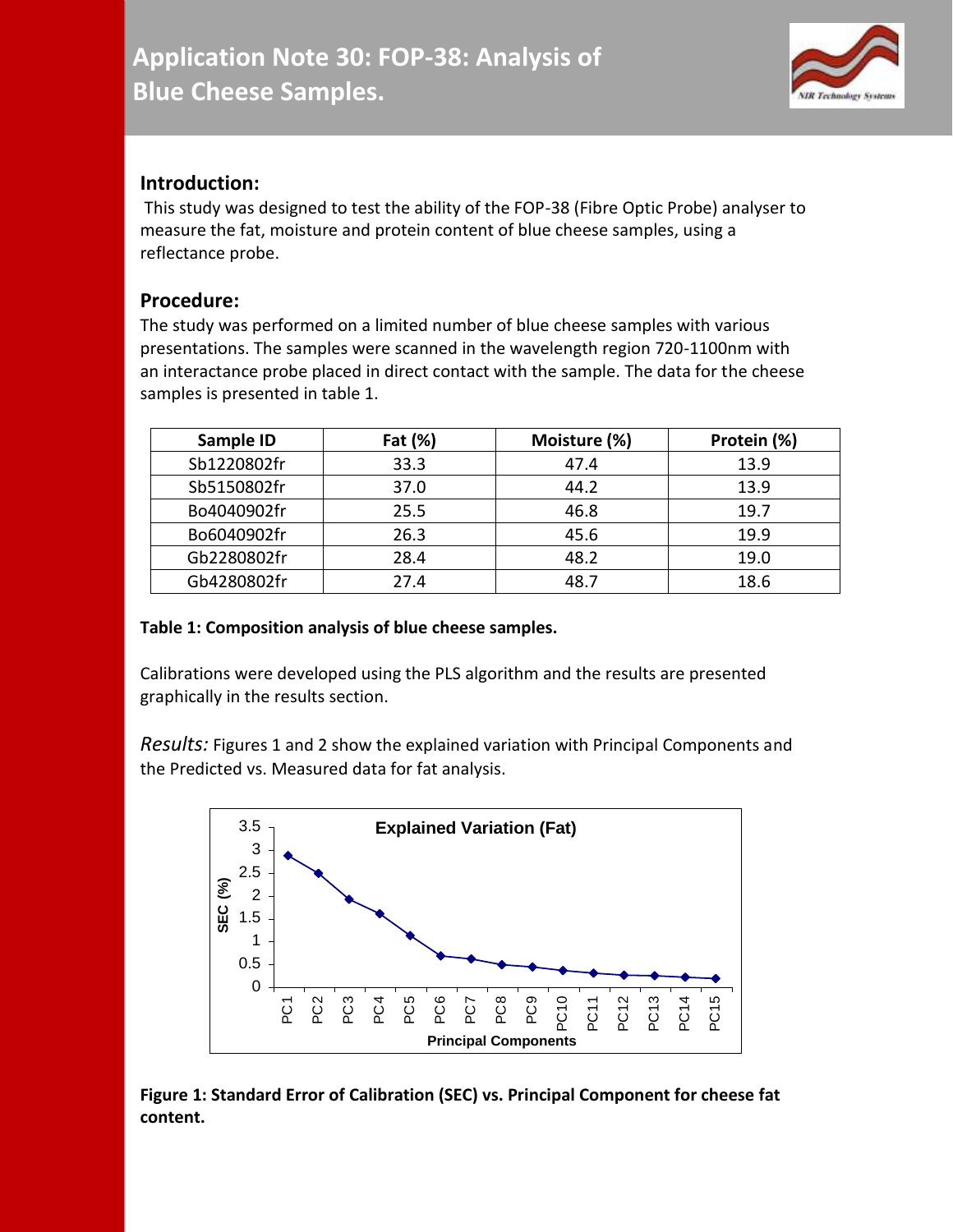# Application Note 30: FOP-38: Analysis of Blue Cheese Samples.

## Introduction:

This study was designed to test the ability of the FOP-38 (Fibre Optic Probe) analyser to measure the fat, moisture and protein content of blue cheese samples, using a reflectance probe.

## Procedure:

The study was performed on a limited number of blue cheese samples with various presentations. The samples were scanned in the wavelength region 720-1100nm with an interactance probe placed in direct contact with the sample. The data for the cheese samples is presented in table 1.

| Sample ID | Fat (%) | Moisture (%) | Protein (%) |
|---|---|---|---|
| Sb1220802fr | 33.3 | 47.4 | 13.9 |
| Sb5150802fr | 37.0 | 44.2 | 13.9 |
| Bo4040902fr | 25.5 | 46.8 | 19.7 |
| Bo6040902fr | 26.3 | 45.6 | 19.9 |
| Gb2280802fr | 28.4 | 48.2 | 19.0 |
| Gb4280802fr | 27.4 | 48.7 | 18.6 |

**Table 1: Composition analysis of blue cheese samples.**

Calibrations were developed using the PLS algorithm and the results are presented graphically in the results section.

*Results:* Figures 1 and 2 show the explained variation with Principal Components and the Predicted vs. Measured data for fat analysis.

**Figure 1: Standard Error of Calibration (SEC) vs. Principal Component for cheese fat content.**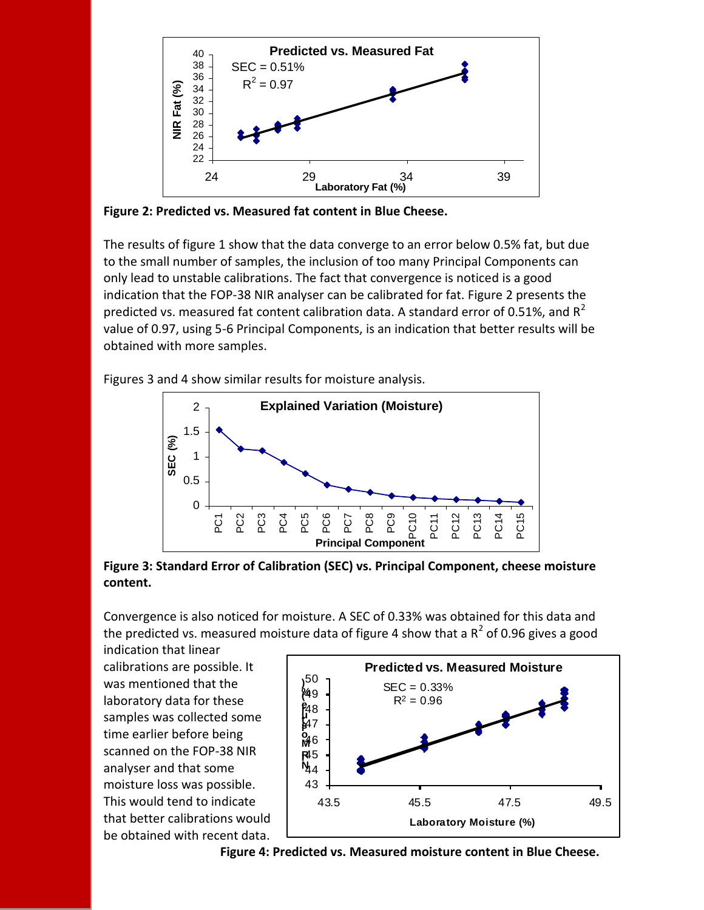**Figure 2: Predicted vs. Measured fat content in Blue Cheese.**

The results of figure 1 show that the data converge to an error below 0.5% fat, but due to the small number of samples, the inclusion of too many Principal Components can only lead to unstable calibrations. The fact that convergence is noticed is a good indication that the FOP-38 NIR analyser can be calibrated for fat. Figure 2 presents the predicted vs. measured fat content calibration data. A standard error of 0.51%, and $R^2$ value of 0.97, using 5-6 Principal Components, is an indication that better results will be obtained with more samples.

Figures 3 and 4 show similar results for moisture analysis.

**Figure 3: Standard Error of Calibration (SEC) vs. Principal Component, cheese moisture content.**

Convergence is also noticed for moisture. A SEC of 0.33% was obtained for this data and the predicted vs. measured moisture data of figure 4 show that a $R^2$ of 0.96 gives a good indication that linear calibrations are possible. It was mentioned that the laboratory data for these samples was collected some time earlier before being scanned on the FOP-38 NIR analyser and that some moisture loss was possible. This would tend to indicate that better calibrations would be obtained with recent data.

**Figure 4: Predicted vs. Measured moisture content in Blue Cheese.**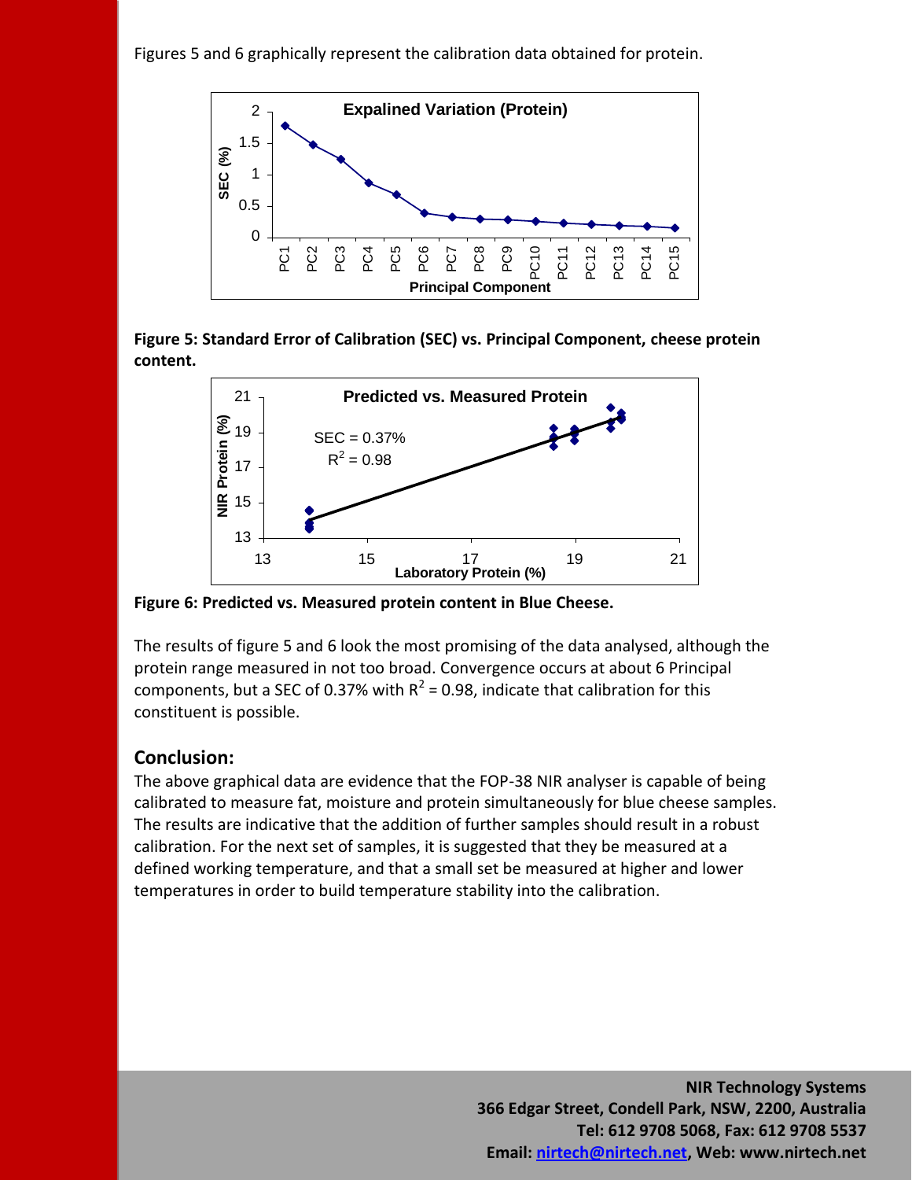Figures 5 and 6 graphically represent the calibration data obtained for protein.

Expalined Variation (Protein)

SEC (%)

2
1.5
1
0.5
0

PC1 PC2 PC3 PC4 PC5 PC6 PC7 PC8 PC9 PC10 PC11 PC12 PC13 PC14 PC15

Principal Component

**Figure 5: Standard Error of Calibration (SEC) vs. Principal Component, cheese protein content.**

Predicted vs. Measured Protein

NIR Protein (%)

21
19
17
15
13

SEC = 0.37%

$R^2$ = 0.98

13 15 17 19 21

Laboratory Protein (%)

**Figure 6: Predicted vs. Measured protein content in Blue Cheese.**

The results of figure 5 and 6 look the most promising of the data analysed, although the protein range measured in not too broad. Convergence occurs at about 6 Principal components, but a SEC of 0.37% with $R^2$ = 0.98, indicate that calibration for this constituent is possible.

## Conclusion:

The above graphical data are evidence that the FOP-38 NIR analyser is capable of being calibrated to measure fat, moisture and protein simultaneously for blue cheese samples. The results are indicative that the addition of further samples should result in a robust calibration. For the next set of samples, it is suggested that they be measured at a defined working temperature, and that a small set be measured at higher and lower temperatures in order to build temperature stability into the calibration.

**NIR Technology Systems**
**366 Edgar Street, Condell Park, NSW, 2200, Australia**
**Tel: 612 9708 5068, Fax: 612 9708 5537**
**Email: nirtech@nirtech.net, Web: www.nirtech.net**